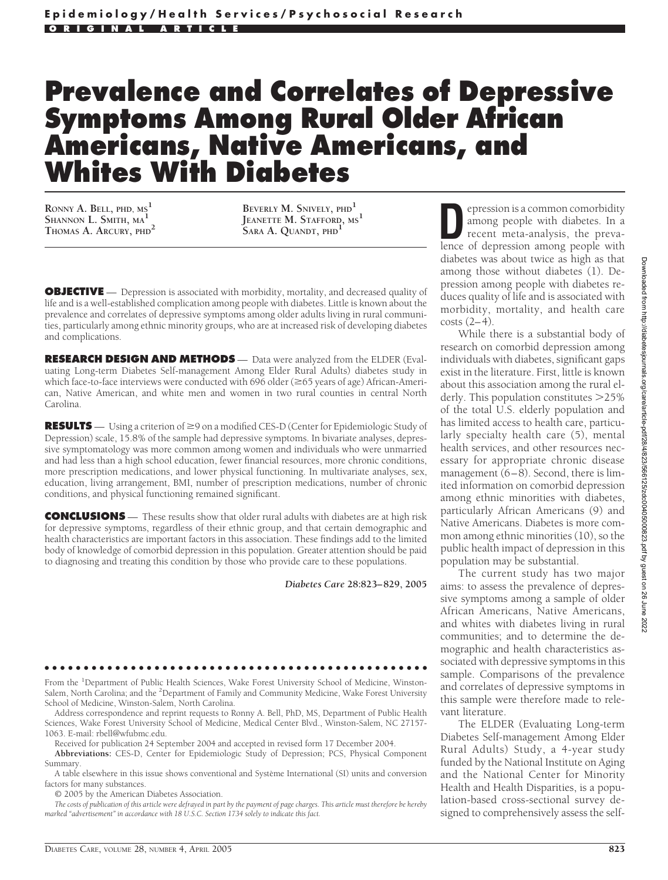Epidemiology/Health Services/Psychosocial Research

ORIGINAL ARTICLE

# Prevalence and Correlates of Depressive Symptoms Among Rural Older African Americans, Native Americans, and Whites With Diabetes

RONNY A. BELL, PHD, MS[1]
SHANNON L. SMITH, MA[1]
THOMAS A. ARCURY, PHD[2]
BEVERLY M. SNIVELY, PHD[1]
JEANETTE M. STAFFORD, MS[1]
SARA A. QUANDT, PHD[1]

**OBJECTIVE** — Depression is associated with morbidity, mortality, and decreased quality of life and is a well-established complication among people with diabetes. Little is known about the prevalence and correlates of depressive symptoms among older adults living in rural communities, particularly among ethnic minority groups, who are at increased risk of developing diabetes and complications.

**RESEARCH DESIGN AND METHODS** — Data were analyzed from the ELDER (Evaluating Long-term Diabetes Self-management Among Elder Rural Adults) diabetes study in which face-to-face interviews were conducted with 696 older (≥65 years of age) African-American, Native American, and white men and women in two rural counties in central North Carolina.

**RESULTS** — Using a criterion of ≥9 on a modified CES-D (Center for Epidemiologic Study of Depression) scale, 15.8% of the sample had depressive symptoms. In bivariate analyses, depressive symptomatology was more common among women and individuals who were unmarried and had less than a high school education, fewer financial resources, more chronic conditions, more prescription medications, and lower physical functioning. In multivariate analyses, sex, education, living arrangement, BMI, number of prescription medications, number of chronic conditions, and physical functioning remained significant.

**CONCLUSIONS** — These results show that older rural adults with diabetes are at high risk for depressive symptoms, regardless of their ethnic group, and that certain demographic and health characteristics are important factors in this association. These findings add to the limited body of knowledge of comorbid depression in this population. Greater attention should be paid to diagnosing and treating this condition by those who provide care to these populations.

*Diabetes Care* **28**:823–829, 2005

---

From the [1]Department of Public Health Sciences, Wake Forest University School of Medicine, Winston-Salem, North Carolina; and the [2]Department of Family and Community Medicine, Wake Forest University School of Medicine, Winston-Salem, North Carolina.

Address correspondence and reprint requests to Ronny A. Bell, PhD, MS, Department of Public Health Sciences, Wake Forest University School of Medicine, Medical Center Blvd., Winston-Salem, NC 27157-1063. E-mail: rbell@wfubmc.edu.

Received for publication 24 September 2004 and accepted in revised form 17 December 2004.

**Abbreviations:** CES-D, Center for Epidemiologic Study of Depression; PCS, Physical Component Summary.

A table elsewhere in this issue shows conventional and Système International (SI) units and conversion factors for many substances.

© 2005 by the American Diabetes Association.

*The costs of publication of this article were defrayed in part by the payment of page charges. This article must therefore be hereby marked "advertisement" in accordance with 18 U.S.C. Section 1734 solely to indicate this fact.*

---

Depression is a common comorbidity among people with diabetes. In a recent meta-analysis, the prevalence of depression among people with diabetes was about twice as high as that among those without diabetes (1). Depression among people with diabetes reduces quality of life and is associated with morbidity, mortality, and health care costs (2–4).

While there is a substantial body of research on comorbid depression among individuals with diabetes, significant gaps exist in the literature. First, little is known about this association among the rural elderly. This population constitutes >25% of the total U.S. elderly population and has limited access to health care, particularly specialty health care (5), mental health services, and other resources necessary for appropriate chronic disease management (6–8). Second, there is limited information on comorbid depression among ethnic minorities with diabetes, particularly African Americans (9) and Native Americans. Diabetes is more common among ethnic minorities (10), so the public health impact of depression in this population may be substantial.

The current study has two major aims: to assess the prevalence of depressive symptoms among a sample of older African Americans, Native Americans, and whites with diabetes living in rural communities; and to determine the demographic and health characteristics associated with depressive symptoms in this sample. Comparisons of the prevalence and correlates of depressive symptoms in this sample were therefore made to relevant literature.

The ELDER (Evaluating Long-term Diabetes Self-management Among Elder Rural Adults) Study, a 4-year study funded by the National Institute on Aging and the National Center for Minority Health and Health Disparities, is a population-based cross-sectional survey designed to comprehensively assess the self-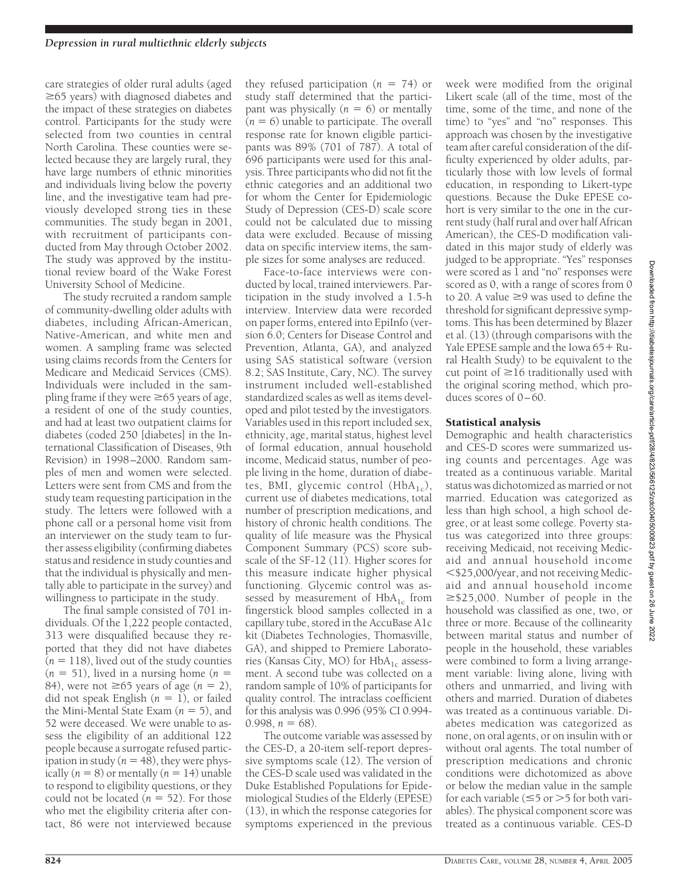care strategies of older rural adults (aged ≥65 years) with diagnosed diabetes and the impact of these strategies on diabetes control. Participants for the study were selected from two counties in central North Carolina. These counties were selected because they are largely rural, they have large numbers of ethnic minorities and individuals living below the poverty line, and the investigative team had previously developed strong ties in these communities. The study began in 2001, with recruitment of participants conducted from May through October 2002. The study was approved by the institutional review board of the Wake Forest University School of Medicine.

The study recruited a random sample of community-dwelling older adults with diabetes, including African-American, Native-American, and white men and women. A sampling frame was selected using claims records from the Centers for Medicare and Medicaid Services (CMS). Individuals were included in the sampling frame if they were ≥65 years of age, a resident of one of the study counties, and had at least two outpatient claims for diabetes (coded 250 [diabetes] in the International Classification of Diseases, 9th Revision) in 1998–2000. Random samples of men and women were selected. Letters were sent from CMS and from the study team requesting participation in the study. The letters were followed with a phone call or a personal home visit from an interviewer on the study team to further assess eligibility (confirming diabetes status and residence in study counties and that the individual is physically and mentally able to participate in the survey) and willingness to participate in the study.

The final sample consisted of 701 individuals. Of the 1,222 people contacted, 313 were disqualified because they reported that they did not have diabetes ($n$ = 118), lived out of the study counties ($n$ = 51), lived in a nursing home ($n$ = 84), were not ≥65 years of age ($n$ = 2), did not speak English ($n$ = 1), or failed the Mini-Mental State Exam ($n$ = 5), and 52 were deceased. We were unable to assess the eligibility of an additional 122 people because a surrogate refused participation in study ($n$ = 48), they were physically ($n$ = 8) or mentally ($n$ = 14) unable to respond to eligibility questions, or they could not be located ($n$ = 52). For those who met the eligibility criteria after contact, 86 were not interviewed because they refused participation ($n$ = 74) or study staff determined that the participant was physically ($n$ = 6) or mentally ($n$ = 6) unable to participate. The overall response rate for known eligible participants was 89% (701 of 787). A total of 696 participants were used for this analysis. Three participants who did not fit the ethnic categories and an additional two for whom the Center for Epidemiologic Study of Depression (CES-D) scale score could not be calculated due to missing data were excluded. Because of missing data on specific interview items, the sample sizes for some analyses are reduced.

Face-to-face interviews were conducted by local, trained interviewers. Participation in the study involved a 1.5-h interview. Interview data were recorded on paper forms, entered into EpiInfo (version 6.0; Centers for Disease Control and Prevention, Atlanta, GA), and analyzed using SAS statistical software (version 8.2; SAS Institute, Cary, NC). The survey instrument included well-established standardized scales as well as items developed and pilot tested by the investigators. Variables used in this report included sex, ethnicity, age, marital status, highest level of formal education, annual household income, Medicaid status, number of people living in the home, duration of diabetes, BMI, glycemic control ($HbA_{1c}$), current use of diabetes medications, total number of prescription medications, and history of chronic health conditions. The quality of life measure was the Physical Component Summary (PCS) score subscale of the SF-12 (11). Higher scores for this measure indicate higher physical functioning. Glycemic control was assessed by measurement of $HbA_{1c}$ from fingerstick blood samples collected in a capillary tube, stored in the AccuBase A1c kit (Diabetes Technologies, Thomasville, GA), and shipped to Premiere Laboratories (Kansas City, MO) for $HbA_{1c}$ assessment. A second tube was collected on a random sample of 10% of participants for quality control. The intraclass coefficient for this analysis was 0.996 (95% CI 0.994-0.998, $n$ = 68).

The outcome variable was assessed by the CES-D, a 20-item self-report depressive symptoms scale (12). The version of the CES-D scale used was validated in the Duke Established Populations for Epidemiological Studies of the Elderly (EPESE) (13), in which the response categories for symptoms experienced in the previous week were modified from the original Likert scale (all of the time, most of the time, some of the time, and none of the time) to "yes" and "no" responses. This approach was chosen by the investigative team after careful consideration of the difficulty experienced by older adults, particularly those with low levels of formal education, in responding to Likert-type questions. Because the Duke EPESE cohort is very similar to the one in the current study (half rural and over half African American), the CES-D modification validated in this major study of elderly was judged to be appropriate. "Yes" responses were scored as 1 and "no" responses were scored as 0, with a range of scores from 0 to 20. A value ≥9 was used to define the threshold for significant depressive symptoms. This has been determined by Blazer et al. (13) (through comparisons with the Yale EPESE sample and the Iowa 65+ Rural Health Study) to be equivalent to the cut point of ≥16 traditionally used with the original scoring method, which produces scores of 0–60.

### Statistical analysis

Demographic and health characteristics and CES-D scores were summarized using counts and percentages. Age was treated as a continuous variable. Marital status was dichotomized as married or not married. Education was categorized as less than high school, a high school degree, or at least some college. Poverty status was categorized into three groups: receiving Medicaid, not receiving Medicaid and annual household income <$25,000/year, and not receiving Medicaid and annual household income ≥$25,000. Number of people in the household was classified as one, two, or three or more. Because of the collinearity between marital status and number of people in the household, these variables were combined to form a living arrangement variable: living alone, living with others and unmarried, and living with others and married. Duration of diabetes was treated as a continuous variable. Diabetes medication was categorized as none, on oral agents, or on insulin with or without oral agents. The total number of prescription medications and chronic conditions were dichotomized as above or below the median value in the sample for each variable (≤5 or >5 for both variables). The physical component score was treated as a continuous variable. CES-D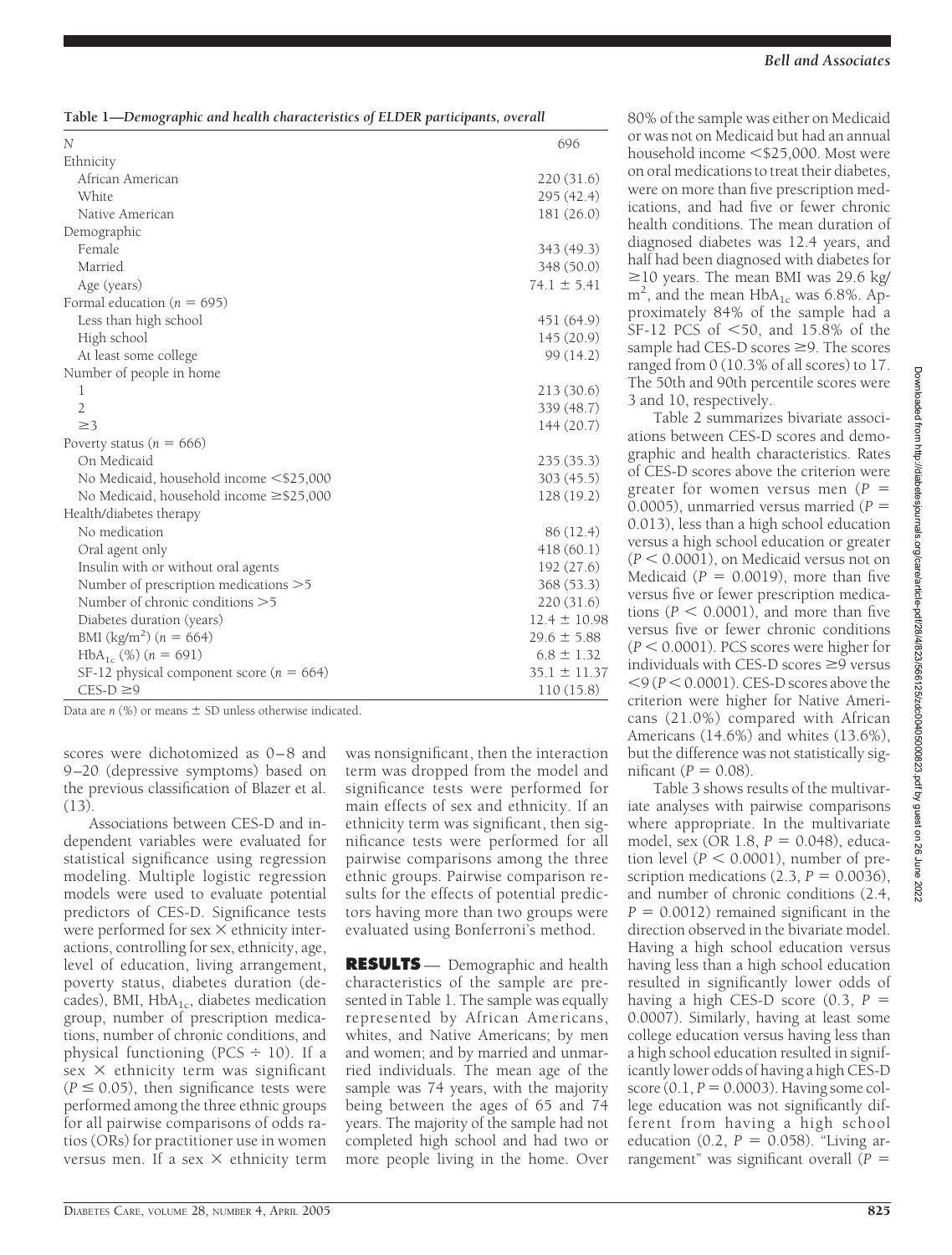**Table 1—Demographic and health characteristics of ELDER participants, overall**

| | |
|---|---|
| *N* | 696 |
| Ethnicity | |
| African American | 220 (31.6) |
| White | 295 (42.4) |
| Native American | 181 (26.0) |
| Demographic | |
| Female | 343 (49.3) |
| Married | 348 (50.0) |
| Age (years) | 74.1 ± 5.41 |
| Formal education (*n* = 695) | |
| Less than high school | 451 (64.9) |
| High school | 145 (20.9) |
| At least some college | 99 (14.2) |
| Number of people in home | |
| 1 | 213 (30.6) |
| 2 | 339 (48.7) |
| ≥3 | 144 (20.7) |
| Poverty status (*n* = 666) | |
| On Medicaid | 235 (35.3) |
| No Medicaid, household income <\$25,000 | 303 (45.5) |
| No Medicaid, household income ≥\$25,000 | 128 (19.2) |
| Health/diabetes therapy | |
| No medication | 86 (12.4) |
| Oral agent only | 418 (60.1) |
| Insulin with or without oral agents | 192 (27.6) |
| Number of prescription medications >5 | 368 (53.3) |
| Number of chronic conditions >5 | 220 (31.6) |
| Diabetes duration (years) | 12.4 ± 10.98 |
| BMI (kg/m$^2$) (*n* = 664) | 29.6 ± 5.88 |
| $HbA_{1c}$ (%) (*n* = 691) | 6.8 ± 1.32 |
| SF-12 physical component score (*n* = 664) | 35.1 ± 11.37 |
| CES-D ≥9 | 110 (15.8) |

Data are *n* (%) or means ± SD unless otherwise indicated.

scores were dichotomized as 0–8 and 9–20 (depressive symptoms) based on the previous classification of Blazer et al. (13).

Associations between CES-D and independent variables were evaluated for statistical significance using regression modeling. Multiple logistic regression models were used to evaluate potential predictors of CES-D. Significance tests were performed for sex × ethnicity interactions, controlling for sex, ethnicity, age, level of education, living arrangement, poverty status, diabetes duration (decades), BMI, $HbA_{1c}$, diabetes medication group, number of prescription medications, number of chronic conditions, and physical functioning (PCS ÷ 10). If a sex × ethnicity term was significant ($P \leq 0.05$), then significance tests were performed among the three ethnic groups for all pairwise comparisons of odds ratios (ORs) for practitioner use in women versus men. If a sex × ethnicity term was nonsignificant, then the interaction term was dropped from the model and significance tests were performed for main effects of sex and ethnicity. If an ethnicity term was significant, then significance tests were performed for all pairwise comparisons among the three ethnic groups. Pairwise comparison results for the effects of potential predictors having more than two groups were evaluated using Bonferroni's method.

## RESULTS

Demographic and health characteristics of the sample are presented in Table 1. The sample was equally represented by African Americans, whites, and Native Americans; by men and women; and by married and unmarried individuals. The mean age of the sample was 74 years, with the majority being between the ages of 65 and 74 years. The majority of the sample had not completed high school and had two or more people living in the home. Over 80% of the sample was either on Medicaid or was not on Medicaid but had an annual household income <\$25,000. Most were on oral medications to treat their diabetes, were on more than five prescription medications, and had five or fewer chronic health conditions. The mean duration of diagnosed diabetes was 12.4 years, and half had been diagnosed with diabetes for ≥10 years. The mean BMI was 29.6 kg/m$^2$, and the mean $HbA_{1c}$ was 6.8%. Approximately 84% of the sample had a SF-12 PCS of <50, and 15.8% of the sample had CES-D scores ≥9. The scores ranged from 0 (10.3% of all scores) to 17. The 50th and 90th percentile scores were 3 and 10, respectively.

Table 2 summarizes bivariate associations between CES-D scores and demographic and health characteristics. Rates of CES-D scores above the criterion were greater for women versus men ($P = 0.0005$), unmarried versus married ($P = 0.013$), less than a high school education versus a high school education or greater ($P < 0.0001$), on Medicaid versus not on Medicaid ($P = 0.0019$), more than five versus five or fewer prescription medications ($P < 0.0001$), and more than five versus five or fewer chronic conditions ($P < 0.0001$). PCS scores were higher for individuals with CES-D scores ≥9 versus <9 ($P < 0.0001$). CES-D scores above the criterion were higher for Native Americans (21.0%) compared with African Americans (14.6%) and whites (13.6%), but the difference was not statistically significant ($P = 0.08$).

Table 3 shows results of the multivariate analyses with pairwise comparisons where appropriate. In the multivariate model, sex (OR 1.8, $P = 0.048$), education level ($P < 0.0001$), number of prescription medications (2.3, $P = 0.0036$), and number of chronic conditions (2.4, $P = 0.0012$) remained significant in the direction observed in the bivariate model. Having a high school education versus having less than a high school education resulted in significantly lower odds of having a high CES-D score (0.3, $P = 0.0007$). Similarly, having at least some college education versus having less than a high school education resulted in significantly lower odds of having a high CES-D score (0.1, $P = 0.0003$). Having some college education was not significantly different from having a high school education (0.2, $P = 0.058$). "Living arrangement" was significant overall ($P =$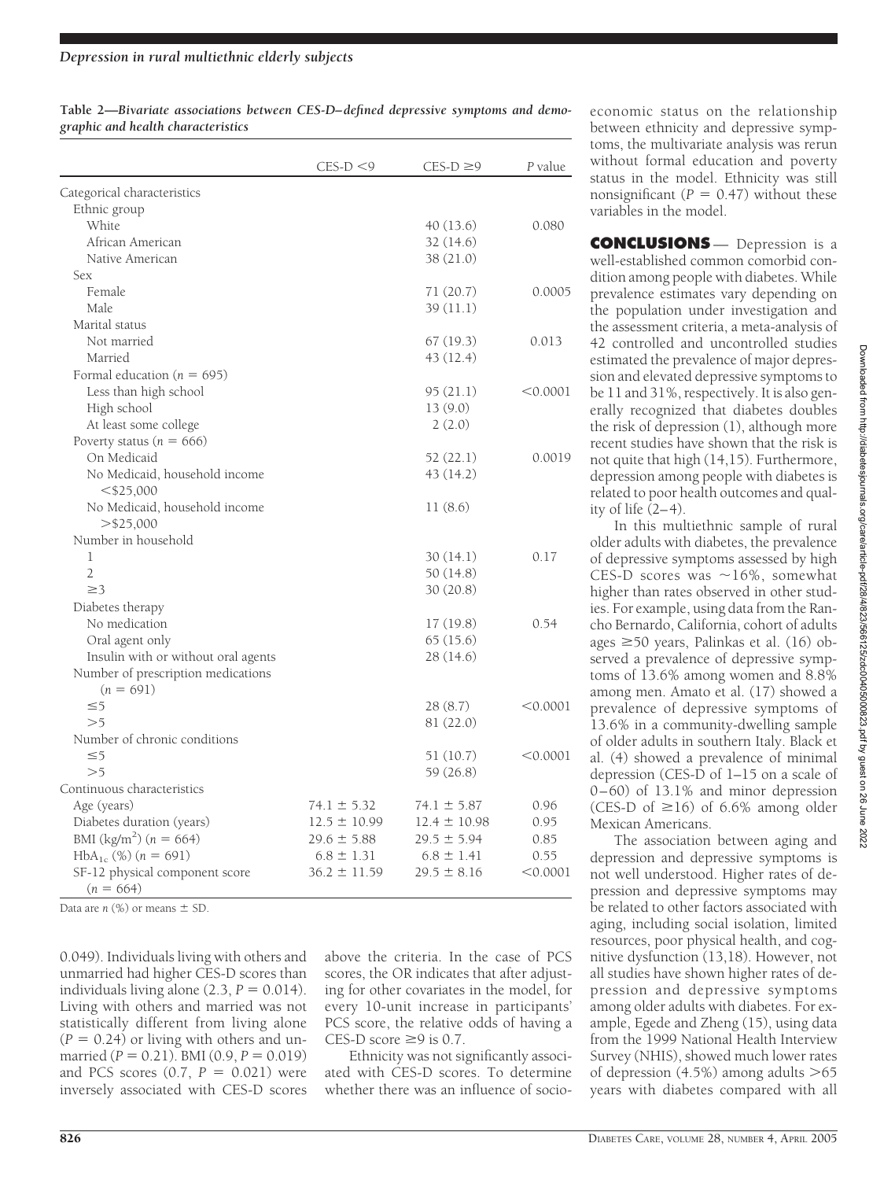**Table 2—Bivariate associations between CES-D–defined depressive symptoms and demographic and health characteristics**

| | CES-D <9 | CES-D ≥9 | *P* value |
|---|---|---|---|
| Categorical characteristics | | | |
| Ethnic group | | | |
| White | | 40 (13.6) | 0.080 |
| African American | | 32 (14.6) | |
| Native American | | 38 (21.0) | |
| Sex | | | |
| Female | | 71 (20.7) | 0.0005 |
| Male | | 39 (11.1) | |
| Marital status | | | |
| Not married | | 67 (19.3) | 0.013 |
| Married | | 43 (12.4) | |
| Formal education (*n* = 695) | | | |
| Less than high school | | 95 (21.1) | <0.0001 |
| High school | | 13 (9.0) | |
| At least some college | | 2 (2.0) | |
| Poverty status (*n* = 666) | | | |
| On Medicaid | | 52 (22.1) | 0.0019 |
| No Medicaid, household income <$25,000 | | 43 (14.2) | |
| No Medicaid, household income >$25,000 | | 11 (8.6) | |
| Number in household | | | |
| 1 | | 30 (14.1) | 0.17 |
| 2 | | 50 (14.8) | |
| ≥3 | | 30 (20.8) | |
| Diabetes therapy | | | |
| No medication | | 17 (19.8) | 0.54 |
| Oral agent only | | 65 (15.6) | |
| Insulin with or without oral agents | | 28 (14.6) | |
| Number of prescription medications (*n* = 691) | | | |
| ≤5 | | 28 (8.7) | <0.0001 |
| >5 | | 81 (22.0) | |
| Number of chronic conditions | | | |
| ≤5 | | 51 (10.7) | <0.0001 |
| >5 | | 59 (26.8) | |
| Continuous characteristics | | | |
| Age (years) | 74.1 ± 5.32 | 74.1 ± 5.87 | 0.96 |
| Diabetes duration (years) | 12.5 ± 10.99 | 12.4 ± 10.98 | 0.95 |
| BMI (kg/m$^2$) (*n* = 664) | 29.6 ± 5.88 | 29.5 ± 5.94 | 0.85 |
| $HbA_{1c}$ (%) (*n* = 691) | 6.8 ± 1.31 | 6.8 ± 1.41 | 0.55 |
| SF-12 physical component score (*n* = 664) | 36.2 ± 11.59 | 29.5 ± 8.16 | <0.0001 |

Data are *n* (%) or means ± SD.

0.049). Individuals living with others and unmarried had higher CES-D scores than individuals living alone (2.3, $P = 0.014$). Living with others and married was not statistically different from living alone ($P = 0.24$) or living with others and unmarried ($P = 0.21$). BMI (0.9, $P = 0.019$) and PCS scores (0.7, $P = 0.021$) were inversely associated with CES-D scores above the criteria. In the case of PCS scores, the OR indicates that after adjusting for other covariates in the model, for every 10-unit increase in participants' PCS score, the relative odds of having a CES-D score ≥9 is 0.7.

Ethnicity was not significantly associated with CES-D scores. To determine whether there was an influence of socioeconomic status on the relationship between ethnicity and depressive symptoms, the multivariate analysis was rerun without formal education and poverty status in the model. Ethnicity was still nonsignificant ($P = 0.47$) without these variables in the model.

## CONCLUSIONS

Depression is a well-established common comorbid condition among people with diabetes. While prevalence estimates vary depending on the population under investigation and the assessment criteria, a meta-analysis of 42 controlled and uncontrolled studies estimated the prevalence of major depression and elevated depressive symptoms to be 11 and 31%, respectively. It is also generally recognized that diabetes doubles the risk of depression (1), although more recent studies have shown that the risk is not quite that high (14,15). Furthermore, depression among people with diabetes is related to poor health outcomes and quality of life (2–4).

In this multiethnic sample of rural older adults with diabetes, the prevalence of depressive symptoms assessed by high CES-D scores was ~16%, somewhat higher than rates observed in other studies. For example, using data from the Rancho Bernardo, California, cohort of adults ages ≥50 years, Palinkas et al. (16) observed a prevalence of depressive symptoms of 13.6% among women and 8.8% among men. Amato et al. (17) showed a prevalence of depressive symptoms of 13.6% in a community-dwelling sample of older adults in southern Italy. Black et al. (4) showed a prevalence of minimal depression (CES-D of 1–15 on a scale of 0–60) of 13.1% and minor depression (CES-D of ≥16) of 6.6% among older Mexican Americans.

The association between aging and depression and depressive symptoms is not well understood. Higher rates of depression and depressive symptoms may be related to other factors associated with aging, including social isolation, limited resources, poor physical health, and cognitive dysfunction (13,18). However, not all studies have shown higher rates of depression and depressive symptoms among older adults with diabetes. For example, Egede and Zheng (15), using data from the 1999 National Health Interview Survey (NHIS), showed much lower rates of depression (4.5%) among adults >65 years with diabetes compared with all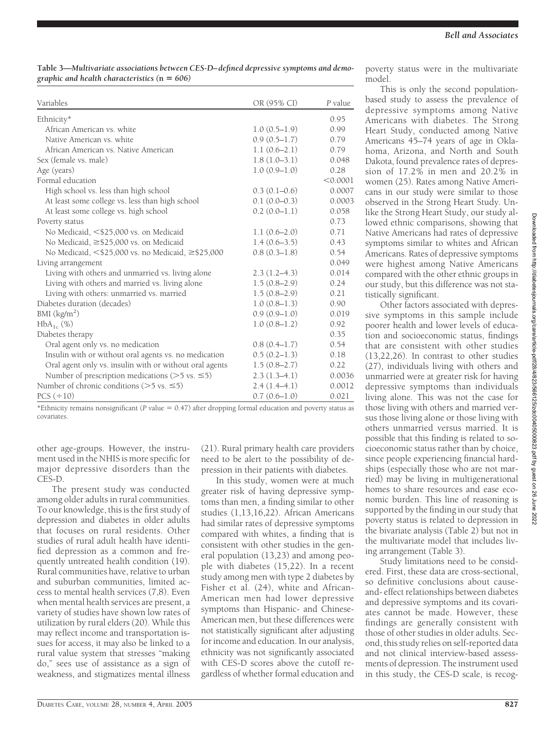**Table 3—Multivariate associations between CES-D–defined depressive symptoms and demographic and health characteristics (n = 606)**

| Variables | OR (95% CI) | P value |
|---|---|---|
| Ethnicity* | | 0.95 |
| African American vs. white | 1.0 (0.5–1.9) | 0.99 |
| Native American vs. white | 0.9 (0.5–1.7) | 0.79 |
| African American vs. Native American | 1.1 (0.6–2.1) | 0.79 |
| Sex (female vs. male) | 1.8 (1.0–3.1) | 0.048 |
| Age (years) | 1.0 (0.9–1.0) | 0.28 |
| Formal education | | <0.0001 |
| High school vs. less than high school | 0.3 (0.1–0.6) | 0.0007 |
| At least some college vs. less than high school | 0.1 (0.0–0.3) | 0.0003 |
| At least some college vs. high school | 0.2 (0.0–1.1) | 0.058 |
| Poverty status | | 0.73 |
| No Medicaid, <\$25,000 vs. on Medicaid | 1.1 (0.6–2.0) | 0.71 |
| No Medicaid, ≥\$25,000 vs. on Medicaid | 1.4 (0.6–3.5) | 0.43 |
| No Medicaid, <\$25,000 vs. no Medicaid, ≥\$25,000 | 0.8 (0.3–1.8) | 0.54 |
| Living arrangement | | 0.049 |
| Living with others and unmarried vs. living alone | 2.3 (1.2–4.3) | 0.014 |
| Living with others and married vs. living alone | 1.5 (0.8–2.9) | 0.24 |
| Living with others: unmarried vs. married | 1.5 (0.8–2.9) | 0.21 |
| Diabetes duration (decades) | 1.0 (0.8–1.3) | 0.90 |
| BMI (kg/m$^2$) | 0.9 (0.9–1.0) | 0.019 |
| $HbA_{1c}$ (%) | 1.0 (0.8–1.2) | 0.92 |
| Diabetes therapy | | 0.35 |
| Oral agent only vs. no medication | 0.8 (0.4–1.7) | 0.54 |
| Insulin with or without oral agents vs. no medication | 0.5 (0.2–1.3) | 0.18 |
| Oral agent only vs. insulin with or without oral agents | 1.5 (0.8–2.7) | 0.22 |
| Number of prescription medications (>5 vs. ≤5) | 2.3 (1.3–4.1) | 0.0036 |
| Number of chronic conditions (>5 vs. ≤5) | 2.4 (1.4–4.1) | 0.0012 |
| PCS (÷10) | 0.7 (0.6–1.0) | 0.021 |

*Ethnicity remains nonsignificant (P value = 0.47) after dropping formal education and poverty status as covariates.

other age-groups. However, the instrument used in the NHIS is more specific for major depressive disorders than the CES-D.

The present study was conducted among older adults in rural communities. To our knowledge, this is the first study of depression and diabetes in older adults that focuses on rural residents. Other studies of rural adult health have identified depression as a common and frequently untreated health condition (19). Rural communities have, relative to urban and suburban communities, limited access to mental health services (7,8). Even when mental health services are present, a variety of studies have shown low rates of utilization by rural elders (20). While this may reflect income and transportation issues for access, it may also be linked to a rural value system that stresses "making do," sees use of assistance as a sign of weakness, and stigmatizes mental illness (21). Rural primary health care providers need to be alert to the possibility of depression in their patients with diabetes.

In this study, women were at much greater risk of having depressive symptoms than men, a finding similar to other studies (1,13,16,22). African Americans had similar rates of depressive symptoms compared with whites, a finding that is consistent with other studies in the general population (13,23) and among people with diabetes (15,22). In a recent study among men with type 2 diabetes by Fisher et al. (24), white and African-American men had lower depressive symptoms than Hispanic- and Chinese-American men, but these differences were not statistically significant after adjusting for income and education. In our analysis, ethnicity was not significantly associated with CES-D scores above the cutoff regardless of whether formal education and poverty status were in the multivariate model.

This is only the second population-based study to assess the prevalence of depressive symptoms among Native Americans with diabetes. The Strong Heart Study, conducted among Native Americans 45–74 years of age in Oklahoma, Arizona, and North and South Dakota, found prevalence rates of depression of 17.2% in men and 20.2% in women (25). Rates among Native Americans in our study were similar to those observed in the Strong Heart Study. Unlike the Strong Heart Study, our study allowed ethnic comparisons, showing that Native Americans had rates of depressive symptoms similar to whites and African Americans. Rates of depressive symptoms were highest among Native Americans compared with the other ethnic groups in our study, but this difference was not statistically significant.

Other factors associated with depressive symptoms in this sample include poorer health and lower levels of education and socioeconomic status, findings that are consistent with other studies (13,22,26). In contrast to other studies (27), individuals living with others and unmarried were at greater risk for having depressive symptoms than individuals living alone. This was not the case for those living with others and married versus those living alone or those living with others unmarried versus married. It is possible that this finding is related to socioeconomic status rather than by choice, since people experiencing financial hardships (especially those who are not married) may be living in multigenerational homes to share resources and ease economic burden. This line of reasoning is supported by the finding in our study that poverty status is related to depression in the bivariate analysis (Table 2) but not in the multivariate model that includes living arrangement (Table 3).

Study limitations need to be considered. First, these data are cross-sectional, so definitive conclusions about cause-and-effect relationships between diabetes and depressive symptoms and its covariates cannot be made. However, these findings are generally consistent with those of other studies in older adults. Second, this study relies on self-reported data and not clinical interview-based assessments of depression. The instrument used in this study, the CES-D scale, is recog-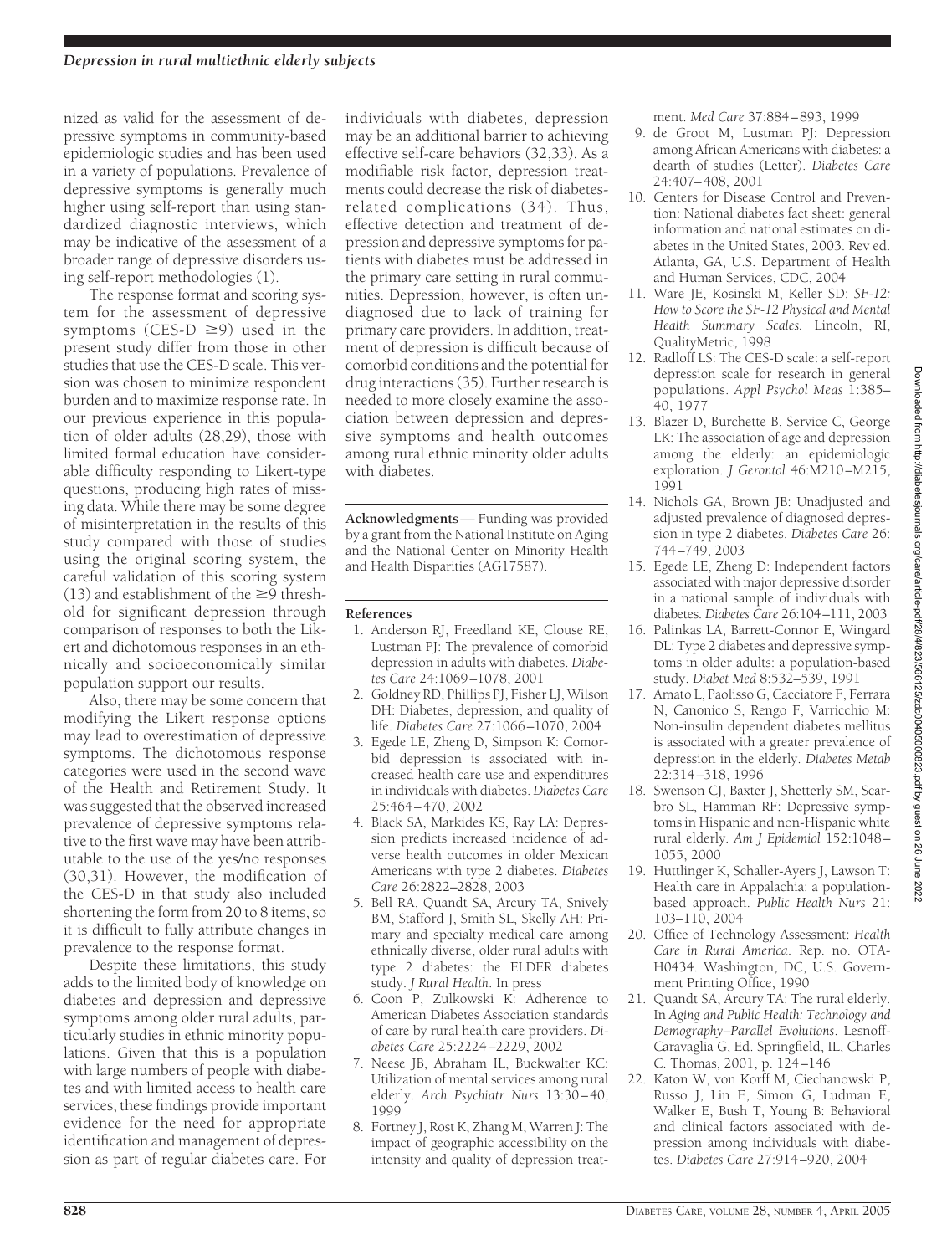nized as valid for the assessment of depressive symptoms in community-based epidemiologic studies and has been used in a variety of populations. Prevalence of depressive symptoms is generally much higher using self-report than using standardized diagnostic interviews, which may be indicative of the assessment of a broader range of depressive disorders using self-report methodologies (1).

The response format and scoring system for the assessment of depressive symptoms (CES-D $\geq$9) used in the present study differ from those in other studies that use the CES-D scale. This version was chosen to minimize respondent burden and to maximize response rate. In our previous experience in this population of older adults (28,29), those with limited formal education have considerable difficulty responding to Likert-type questions, producing high rates of missing data. While there may be some degree of misinterpretation in the results of this study compared with those of studies using the original scoring system, the careful validation of this scoring system (13) and establishment of the $\geq$9 threshold for significant depression through comparison of responses to both the Likert and dichotomous responses in an ethnically and socioeconomically similar population support our results.

Also, there may be some concern that modifying the Likert response options may lead to overestimation of depressive symptoms. The dichotomous response categories were used in the second wave of the Health and Retirement Study. It was suggested that the observed increased prevalence of depressive symptoms relative to the first wave may have been attributable to the use of the yes/no responses (30,31). However, the modification of the CES-D in that study also included shortening the form from 20 to 8 items, so it is difficult to fully attribute changes in prevalence to the response format.

Despite these limitations, this study adds to the limited body of knowledge on diabetes and depression and depressive symptoms among older rural adults, particularly studies in ethnic minority populations. Given that this is a population with large numbers of people with diabetes and with limited access to health care services, these findings provide important evidence for the need for appropriate identification and management of depression as part of regular diabetes care. For individuals with diabetes, depression may be an additional barrier to achieving effective self-care behaviors (32,33). As a modifiable risk factor, depression treatments could decrease the risk of diabetes-related complications (34). Thus, effective detection and treatment of depression and depressive symptoms for patients with diabetes must be addressed in the primary care setting in rural communities. Depression, however, is often undiagnosed due to lack of training for primary care providers. In addition, treatment of depression is difficult because of comorbid conditions and the potential for drug interactions (35). Further research is needed to more closely examine the association between depression and depressive symptoms and health outcomes among rural ethnic minority older adults with diabetes.

**Acknowledgments**— Funding was provided by a grant from the National Institute on Aging and the National Center on Minority Health and Health Disparities (AG17587).

## References

1. Anderson RJ, Freedland KE, Clouse RE, Lustman PJ: The prevalence of comorbid depression in adults with diabetes. *Diabetes Care* 24:1069–1078, 2001
2. Goldney RD, Phillips PJ, Fisher LJ, Wilson DH: Diabetes, depression, and quality of life. *Diabetes Care* 27:1066–1070, 2004
3. Egede LE, Zheng D, Simpson K: Comorbid depression is associated with increased health care use and expenditures in individuals with diabetes. *Diabetes Care* 25:464–470, 2002
4. Black SA, Markides KS, Ray LA: Depression predicts increased incidence of adverse health outcomes in older Mexican Americans with type 2 diabetes. *Diabetes Care* 26:2822–2828, 2003
5. Bell RA, Quandt SA, Arcury TA, Snively BM, Stafford J, Smith SL, Skelly AH: Primary and specialty medical care among ethnically diverse, older rural adults with type 2 diabetes: the ELDER diabetes study. *J Rural Health*. In press
6. Coon P, Zulkowski K: Adherence to American Diabetes Association standards of care by rural health care providers. *Diabetes Care* 25:2224–2229, 2002
7. Neese JB, Abraham IL, Buckwalter KC: Utilization of mental services among rural elderly. *Arch Psychiatr Nurs* 13:30–40, 1999
8. Fortney J, Rost K, Zhang M, Warren J: The impact of geographic accessibility on the intensity and quality of depression treatment. *Med Care* 37:884–893, 1999
9. de Groot M, Lustman PJ: Depression among African Americans with diabetes: a dearth of studies (Letter). *Diabetes Care* 24:407–408, 2001
10. Centers for Disease Control and Prevention: National diabetes fact sheet: general information and national estimates on diabetes in the United States, 2003. Rev ed. Atlanta, GA, U.S. Department of Health and Human Services, CDC, 2004
11. Ware JE, Kosinski M, Keller SD: *SF-12: How to Score the SF-12 Physical and Mental Health Summary Scales.* Lincoln, RI, QualityMetric, 1998
12. Radloff LS: The CES-D scale: a self-report depression scale for research in general populations. *Appl Psychol Meas* 1:385–40, 1977
13. Blazer D, Burchette B, Service C, George LK: The association of age and depression among the elderly: an epidemiologic exploration. *J Gerontol* 46:M210–M215, 1991
14. Nichols GA, Brown JB: Unadjusted and adjusted prevalence of diagnosed depression in type 2 diabetes. *Diabetes Care* 26: 744–749, 2003
15. Egede LE, Zheng D: Independent factors associated with major depressive disorder in a national sample of individuals with diabetes. *Diabetes Care* 26:104–111, 2003
16. Palinkas LA, Barrett-Connor E, Wingard DL: Type 2 diabetes and depressive symptoms in older adults: a population-based study. *Diabet Med* 8:532–539, 1991
17. Amato L, Paolisso G, Cacciatore F, Ferrara N, Canonico S, Rengo F, Varricchio M: Non-insulin dependent diabetes mellitus is associated with a greater prevalence of depression in the elderly. *Diabetes Metab* 22:314–318, 1996
18. Swenson CJ, Baxter J, Shetterly SM, Scarbro SL, Hamman RF: Depressive symptoms in Hispanic and non-Hispanic white rural elderly. *Am J Epidemiol* 152:1048–1055, 2000
19. Huttlinger K, Schaller-Ayers J, Lawson T: Health care in Appalachia: a population-based approach. *Public Health Nurs* 21: 103–110, 2004
20. Office of Technology Assessment: *Health Care in Rural America*. Rep. no. OTA-H0434. Washington, DC, U.S. Government Printing Office, 1990
21. Quandt SA, Arcury TA: The rural elderly. In *Aging and Public Health: Technology and Demography–Parallel Evolutions*. Lesnoff-Caravaglia G, Ed. Springfield, IL, Charles C. Thomas, 2001, p. 124–146
22. Katon W, von Korff M, Ciechanowski P, Russo J, Lin E, Simon G, Ludman E, Walker E, Bush T, Young B: Behavioral and clinical factors associated with depression among individuals with diabetes. *Diabetes Care* 27:914–920, 2004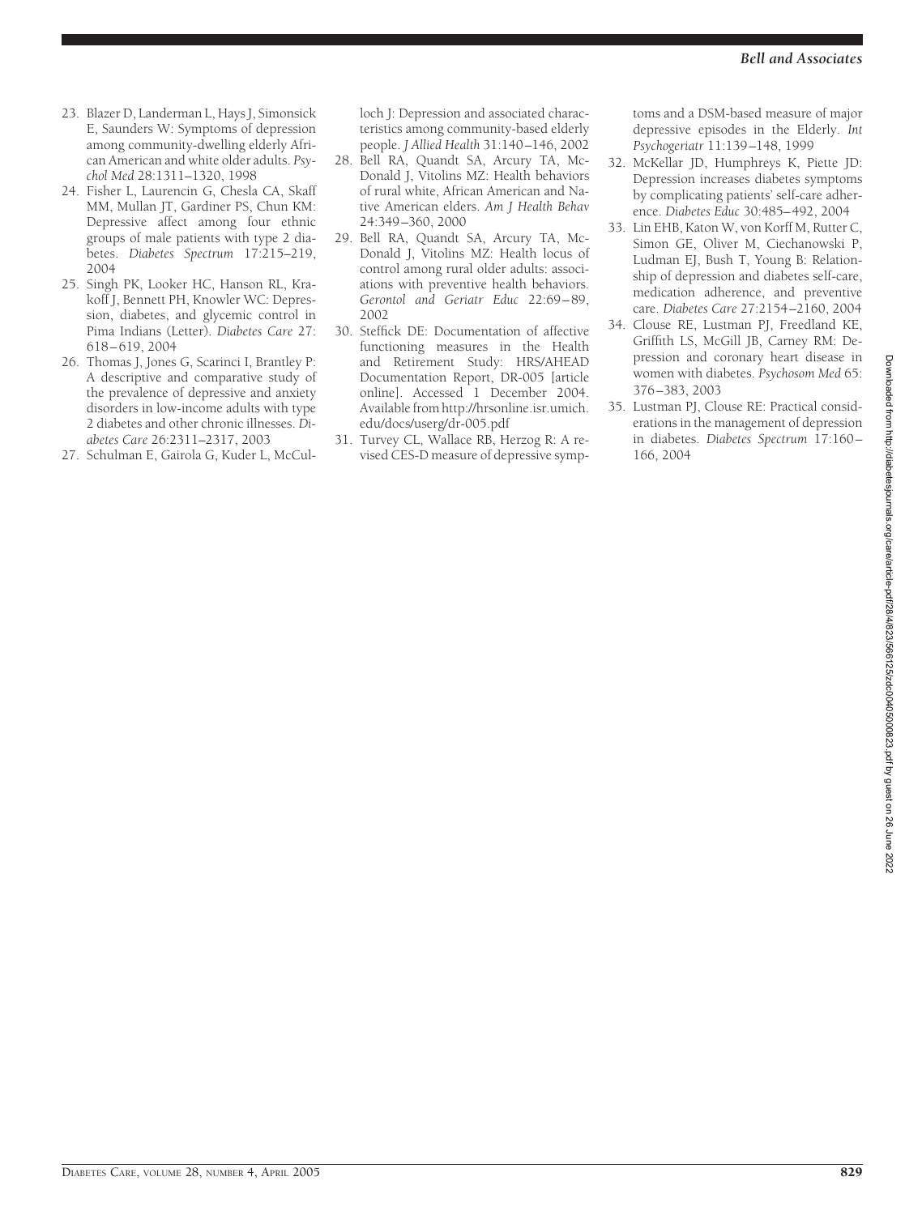23. Blazer D, Landerman L, Hays J, Simonsick E, Saunders W: Symptoms of depression among community-dwelling elderly African American and white older adults. *Psychol Med* 28:1311–1320, 1998
24. Fisher L, Laurencin G, Chesla CA, Skaff MM, Mullan JT, Gardiner PS, Chun KM: Depressive affect among four ethnic groups of male patients with type 2 diabetes. *Diabetes Spectrum* 17:215–219, 2004
25. Singh PK, Looker HC, Hanson RL, Krakoff J, Bennett PH, Knowler WC: Depression, diabetes, and glycemic control in Pima Indians (Letter). *Diabetes Care* 27: 618–619, 2004
26. Thomas J, Jones G, Scarinci I, Brantley P: A descriptive and comparative study of the prevalence of depressive and anxiety disorders in low-income adults with type 2 diabetes and other chronic illnesses. *Diabetes Care* 26:2311–2317, 2003
27. Schulman E, Gairola G, Kuder L, McCulloch J: Depression and associated characteristics among community-based elderly people. *J Allied Health* 31:140–146, 2002
28. Bell RA, Quandt SA, Arcury TA, McDonald J, Vitolins MZ: Health behaviors of rural white, African American and Native American elders. *Am J Health Behav* 24:349–360, 2000
29. Bell RA, Quandt SA, Arcury TA, McDonald J, Vitolins MZ: Health locus of control among rural older adults: associations with preventive health behaviors. *Gerontol and Geriatr Educ* 22:69–89, 2002
30. Steffick DE: Documentation of affective functioning measures in the Health and Retirement Study: HRS/AHEAD Documentation Report, DR-005 [article online]. Accessed 1 December 2004. Available from http://hrsonline.isr.umich.edu/docs/userg/dr-005.pdf
31. Turvey CL, Wallace RB, Herzog R: A revised CES-D measure of depressive symptoms and a DSM-based measure of major depressive episodes in the Elderly. *Int Psychogeriatr* 11:139–148, 1999
32. McKellar JD, Humphreys K, Piette JD: Depression increases diabetes symptoms by complicating patients' self-care adherence. *Diabetes Educ* 30:485–492, 2004
33. Lin EHB, Katon W, von Korff M, Rutter C, Simon GE, Oliver M, Ciechanowski P, Ludman EJ, Bush T, Young B: Relationship of depression and diabetes self-care, medication adherence, and preventive care. *Diabetes Care* 27:2154–2160, 2004
34. Clouse RE, Lustman PJ, Freedland KE, Griffith LS, McGill JB, Carney RM: Depression and coronary heart disease in women with diabetes. *Psychosom Med* 65: 376–383, 2003
35. Lustman PJ, Clouse RE: Practical considerations in the management of depression in diabetes. *Diabetes Spectrum* 17:160–166, 2004